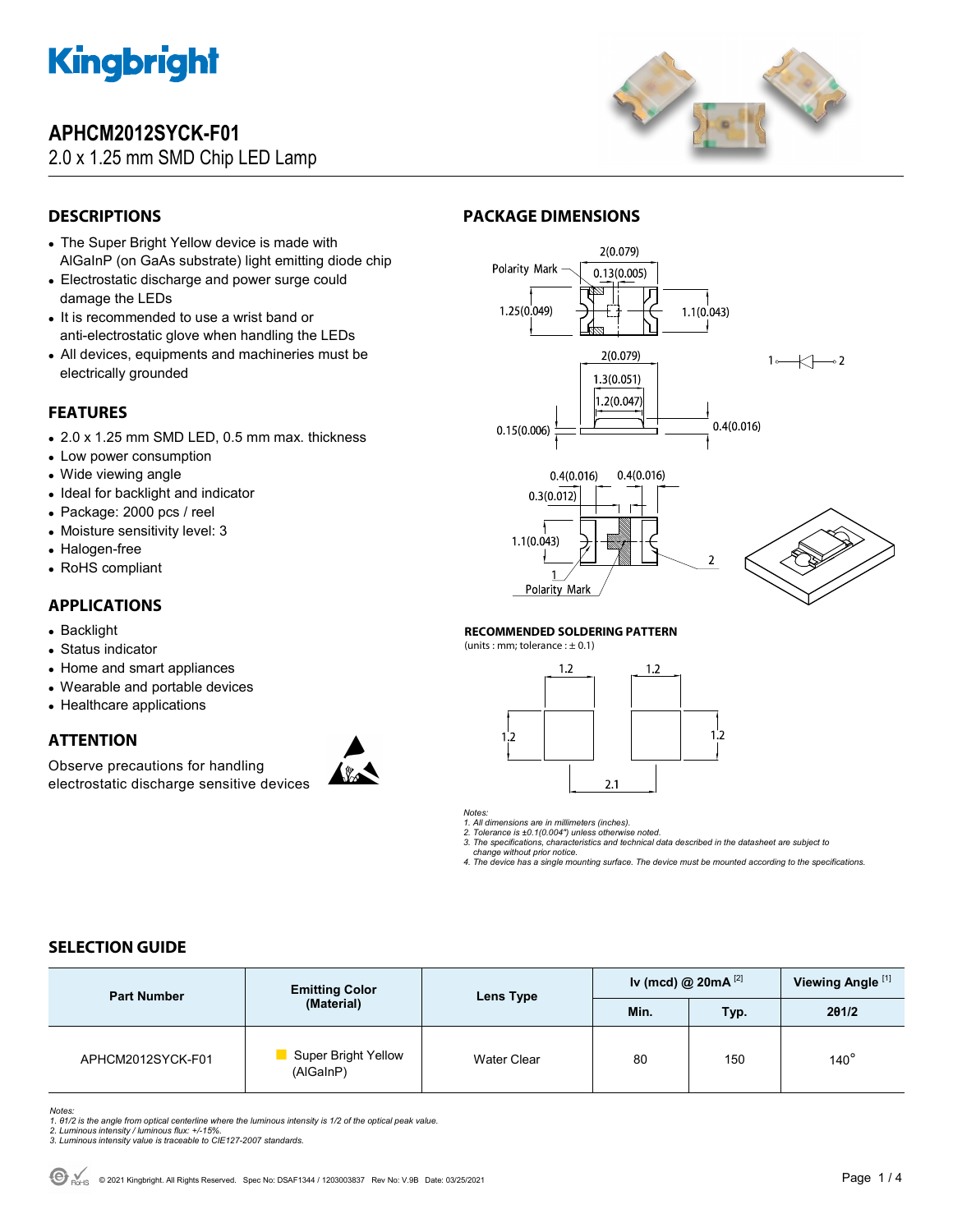# APHCM2012SYCK-F01

2.0 x 1.25 mm SMD Chip LED Lamp

## DESCRIPTIONS

- The Super Bright Yellow device is made with AlGaInP (on GaAs substrate) light emitting diode chip
- Electrostatic discharge and power surge could damage the LEDs
- It is recommended to use a wrist band or anti-electrostatic glove when handling the LEDs
- All devices, equipments and machineries must be electrically grounded

## FEATURES

- 2.0 x 1.25 mm SMD LED, 0.5 mm max. thickness
- Low power consumption
- Wide viewing angle
- Ideal for backlight and indicator
- Package: 2000 pcs / reel
- Moisture sensitivity level: 3
- Halogen-free
- RoHS compliant

## APPLICATIONS

- Backlight
- Status indicator
- Home and smart appliances
- Wearable and portable devices
- Healthcare applications

## ATTENTION

Observe precautions for handling electrostatic discharge sensitive devices

## PACKAGE DIMENSIONS

### RECOMMENDED SOLDERING PATTERN

(units : mm; tolerance : ± 0.1)

*Notes:*
*1. All dimensions are in millimeters (inches).*
*2. Tolerance is ±0.1(0.004") unless otherwise noted.*
*3. The specifications, characteristics and technical data described in the datasheet are subject to change without prior notice.*
*4. The device has a single mounting surface. The device must be mounted according to the specifications.*

## SELECTION GUIDE

| Part Number | Emitting Color (Material) | Lens Type | Iv (mcd) @ 20mA [2] | | Viewing Angle [1] |
|---|---|---|---|---|---|
| | | | Min. | Typ. | 2θ1/2 |
| APHCM2012SYCK-F01 | Super Bright Yellow (AlGaInP) | Water Clear | 80 | 150 | 140° |

*Notes:*
*1. θ1/2 is the angle from optical centerline where the luminous intensity is 1/2 of the optical peak value.*
*2. Luminous intensity / luminous flux: +/-15%.*
*3. Luminous intensity value is traceable to CIE127-2007 standards.*

© 2021 Kingbright. All Rights Reserved. Spec No: DSAF1344 / 1203003837 Rev No: V.9B Date: 03/25/2021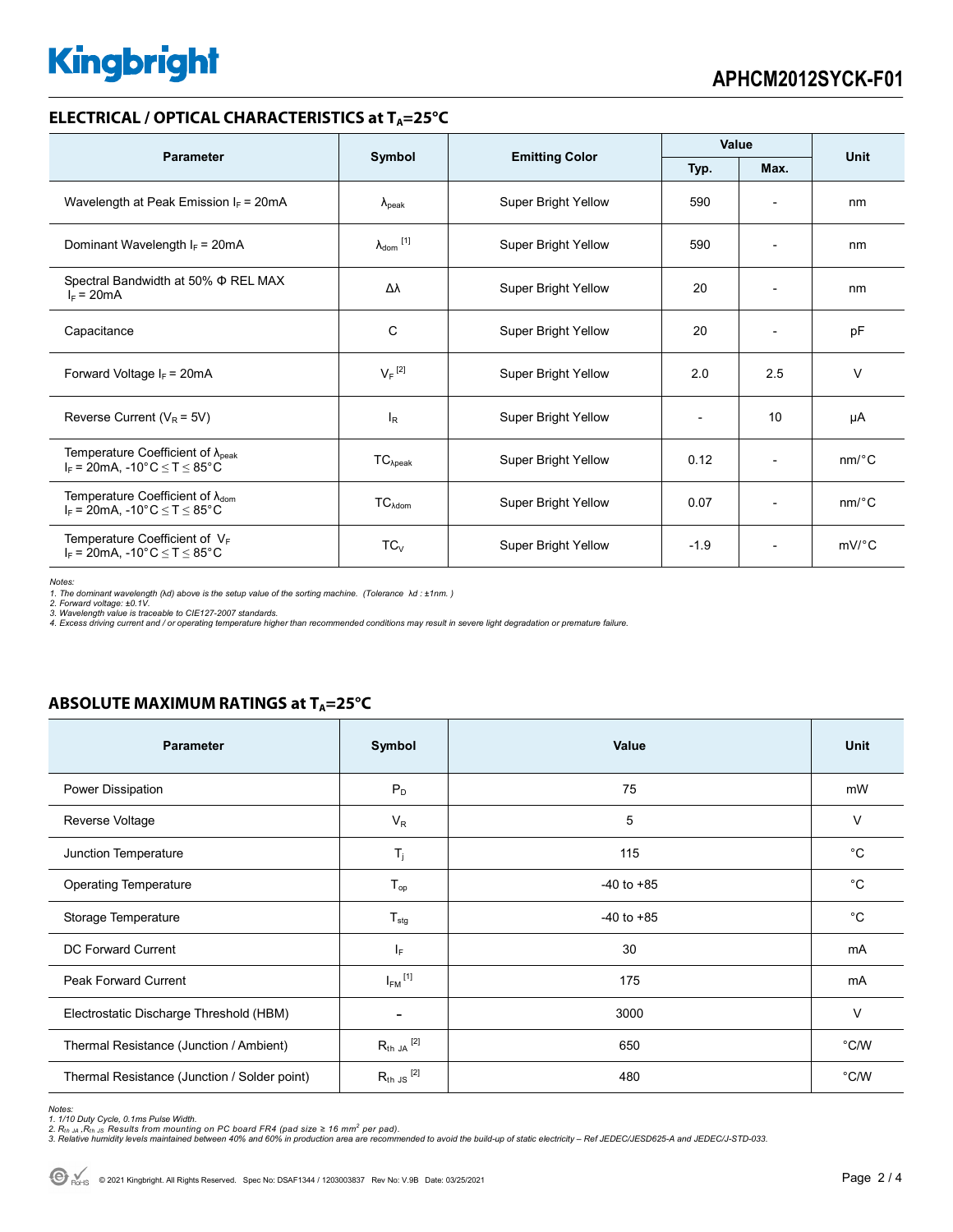## ELECTRICAL / OPTICAL CHARACTERISTICS at $T_A$=25°C

| Parameter | Symbol | Emitting Color | Value | | Unit |
|---|---|---|---|---|---|
| | | | Typ. | Max. | |
| Wavelength at Peak Emission $I_F$ = 20mA | $\lambda_{peak}$ | Super Bright Yellow | 590 | - | nm |
| Dominant Wavelength $I_F$ = 20mA | $\lambda_{dom}$ [1] | Super Bright Yellow | 590 | - | nm |
| Spectral Bandwidth at 50% Φ REL MAX $I_F$ = 20mA | Δλ | Super Bright Yellow | 20 | - | nm |
| Capacitance | C | Super Bright Yellow | 20 | - | pF |
| Forward Voltage $I_F$ = 20mA | $V_F$ [2] | Super Bright Yellow | 2.0 | 2.5 | V |
| Reverse Current ($V_R$ = 5V) | $I_R$ | Super Bright Yellow | - | 10 | μA |
| Temperature Coefficient of $\lambda_{peak}$ $I_F$ = 20mA, -10°C ≤ T ≤ 85°C | $TC_{\lambda peak}$ | Super Bright Yellow | 0.12 | - | nm/°C |
| Temperature Coefficient of $\lambda_{dom}$ $I_F$ = 20mA, -10°C ≤ T ≤ 85°C | $TC_{\lambda dom}$ | Super Bright Yellow | 0.07 | - | nm/°C |
| Temperature Coefficient of $V_F$ $I_F$ = 20mA, -10°C ≤ T ≤ 85°C | $TC_V$ | Super Bright Yellow | -1.9 | - | mV/°C |

*Notes:*
*1. The dominant wavelength (λd) above is the setup value of the sorting machine. (Tolerance λd : ±1nm. )*
*2. Forward voltage: ±0.1V.*
*3. Wavelength value is traceable to CIE127-2007 standards.*
*4. Excess driving current and / or operating temperature higher than recommended conditions may result in severe light degradation or premature failure.*

## ABSOLUTE MAXIMUM RATINGS at $T_A$=25°C

| Parameter | Symbol | Value | Unit |
|---|---|---|---|
| Power Dissipation | $P_D$ | 75 | mW |
| Reverse Voltage | $V_R$ | 5 | V |
| Junction Temperature | $T_j$ | 115 | °C |
| Operating Temperature | $T_{op}$ | -40 to +85 | °C |
| Storage Temperature | $T_{stg}$ | -40 to +85 | °C |
| DC Forward Current | $I_F$ | 30 | mA |
| Peak Forward Current | $I_{FM}$ [1] | 175 | mA |
| Electrostatic Discharge Threshold (HBM) | - | 3000 | V |
| Thermal Resistance (Junction / Ambient) | $R_{th\ JA}$ [2] | 650 | °C/W |
| Thermal Resistance (Junction / Solder point) | $R_{th\ JS}$ [2] | 480 | °C/W |

*Notes:*
*1. 1/10 Duty Cycle, 0.1ms Pulse Width.*
*2. $R_{th\ JA}$ ,$R_{th\ JS}$ Results from mounting on PC board FR4 (pad size ≥ 16 $mm^2$ per pad).*
*3. Relative humidity levels maintained between 40% and 60% in production area are recommended to avoid the build-up of static electricity – Ref JEDEC/JESD625-A and JEDEC/J-STD-033.*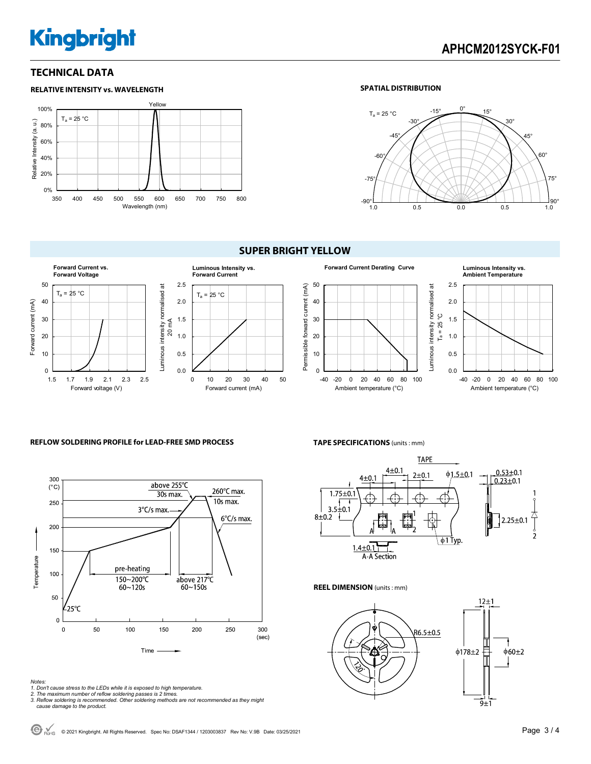## TECHNICAL DATA

### RELATIVE INTENSITY vs. WAVELENGTH

Yellow

$T_a$ = 25 °C

Relative Intensity (a. u.)

100%, 80%, 60%, 40%, 20%, 0%

350, 400, 450, 500, 550, 600, 650, 700, 750, 800

Wavelength (nm)

### SPATIAL DISTRIBUTION

$T_a$ = 25 °C

0°, -15°, 15°, -30°, 30°, -45°, 45°, -60°, 60°, -75°, 75°, -90°, 90°

1.0, 0.5, 0.0, 0.5, 1.0

## SUPER BRIGHT YELLOW

**Forward Current vs. Forward Voltage**

$T_a$ = 25 °C

Forward current (mA): 0, 10, 20, 30, 40, 50

Forward voltage (V): 1.5, 1.7, 1.9, 2.1, 2.3, 2.5

**Luminous Intensity vs. Forward Current**

$T_a$ = 25 °C

Luminous intensity normalised at 20 mA: 0.0, 0.5, 1.0, 1.5, 2.0, 2.5

Forward current (mA): 0, 10, 20, 30, 40, 50

**Forward Current Derating Curve**

Permissible forward current (mA): 0, 10, 20, 30, 40, 50

Ambient temperature (°C): -40, -20, 0, 20, 40, 60, 80, 100

**Luminous Intensity vs. Ambient Temperature**

Luminous intensity normalised at $T_a$ = 25 °C: 0.0, 0.5, 1.0, 1.5, 2.0, 2.5

Ambient temperature (°C): -40, -20, 0, 20, 40, 60, 80, 100

### REFLOW SOLDERING PROFILE for LEAD-FREE SMD PROCESS

Temperature (°C): 0, 50, 100, 150, 200, 250, 300

Time (sec): 0, 50, 100, 150, 200, 250, 300

- above 255℃ 30s max.
- 260℃ max. 10s max.
- 3℃/s max.
- 6℃/s max.
- pre-heating 150~200℃ 60~120s
- above 217℃ 60~150s
- 25℃

Notes:

*1. Don't cause stress to the LEDs while it is exposed to high temperature.*
*2. The maximum number of reflow soldering passes is 2 times.*
*3. Reflow soldering is recommended. Other soldering methods are not recommended as they might cause damage to the product.*

### TAPE SPECIFICATIONS (units : mm)

TAPE

4±0.1, 4±0.1, 2±0.1, ϕ1.5±0.1, 0.53±0.1, 0.23±0.1, 1.75±0.1, 3.5±0.1, 8±0.2, 2.25±0.1, ϕ1 Typ., 1.4±0.1

A-A Section

1, 2

### REEL DIMENSION (units : mm)

R6.5±0.5, 120°, 12±1, ϕ178±2, ϕ60±2, 9±1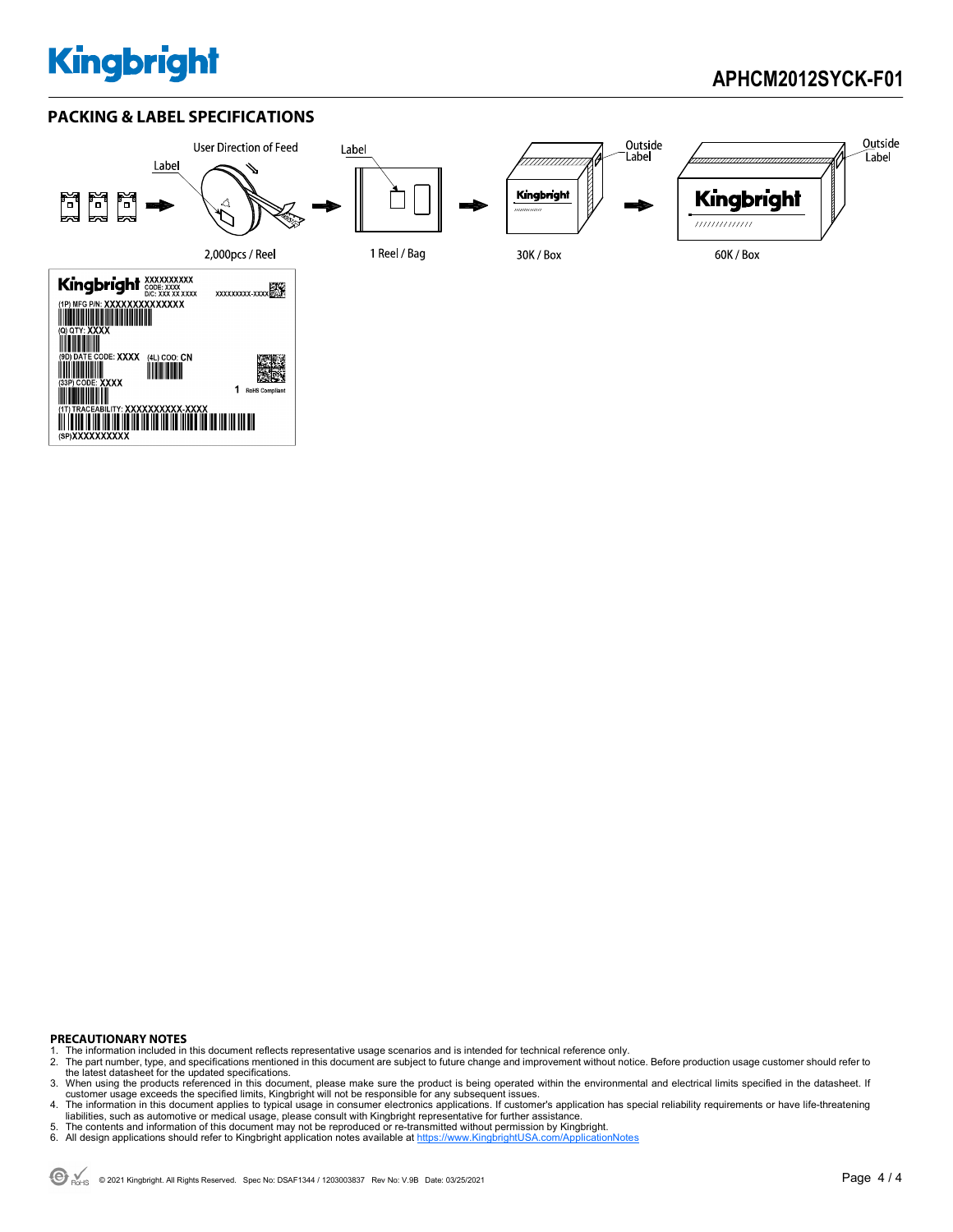## PACKING & LABEL SPECIFICATIONS

User Direction of Feed

Label

Label

Outside Label

Outside Label

2,000pcs / Reel

1 Reel / Bag

30K / Box

60K / Box

Kingbright XXXXXXXXXX CODE: XXXX D/C: XXX XX XXXX XXXXXXXXX-XXXX

(1P) MFG P/N: XXXXXXXXXXXXXX

(Q) QTY: XXXX

(9D) DATE CODE: XXXX (4L) COO: CN

(33P) CODE: XXXX

1 RoHS Compliant

(1T) TRACEABILITY: XXXXXXXXXX-XXXX

(SP)XXXXXXXXXX

**PRECAUTIONARY NOTES**

1. The information included in this document reflects representative usage scenarios and is intended for technical reference only.
2. The part number, type, and specifications mentioned in this document are subject to future change and improvement without notice. Before production usage customer should refer to the latest datasheet for the updated specifications.
3. When using the products referenced in this document, please make sure the product is being operated within the environmental and electrical limits specified in the datasheet. If customer usage exceeds the specified limits, Kingbright will not be responsible for any subsequent issues.
4. The information in this document applies to typical usage in consumer electronics applications. If customer's application has special reliability requirements or have life-threatening liabilities, such as automotive or medical usage, please consult with Kingbright representative for further assistance.
5. The contents and information of this document may not be reproduced or re-transmitted without permission by Kingbright.
6. All design applications should refer to Kingbright application notes available at https://www.KingbrightUSA.com/ApplicationNotes

© 2021 Kingbright. All Rights Reserved. Spec No: DSAF1344 / 1203003837 Rev No: V.9B Date: 03/25/2021